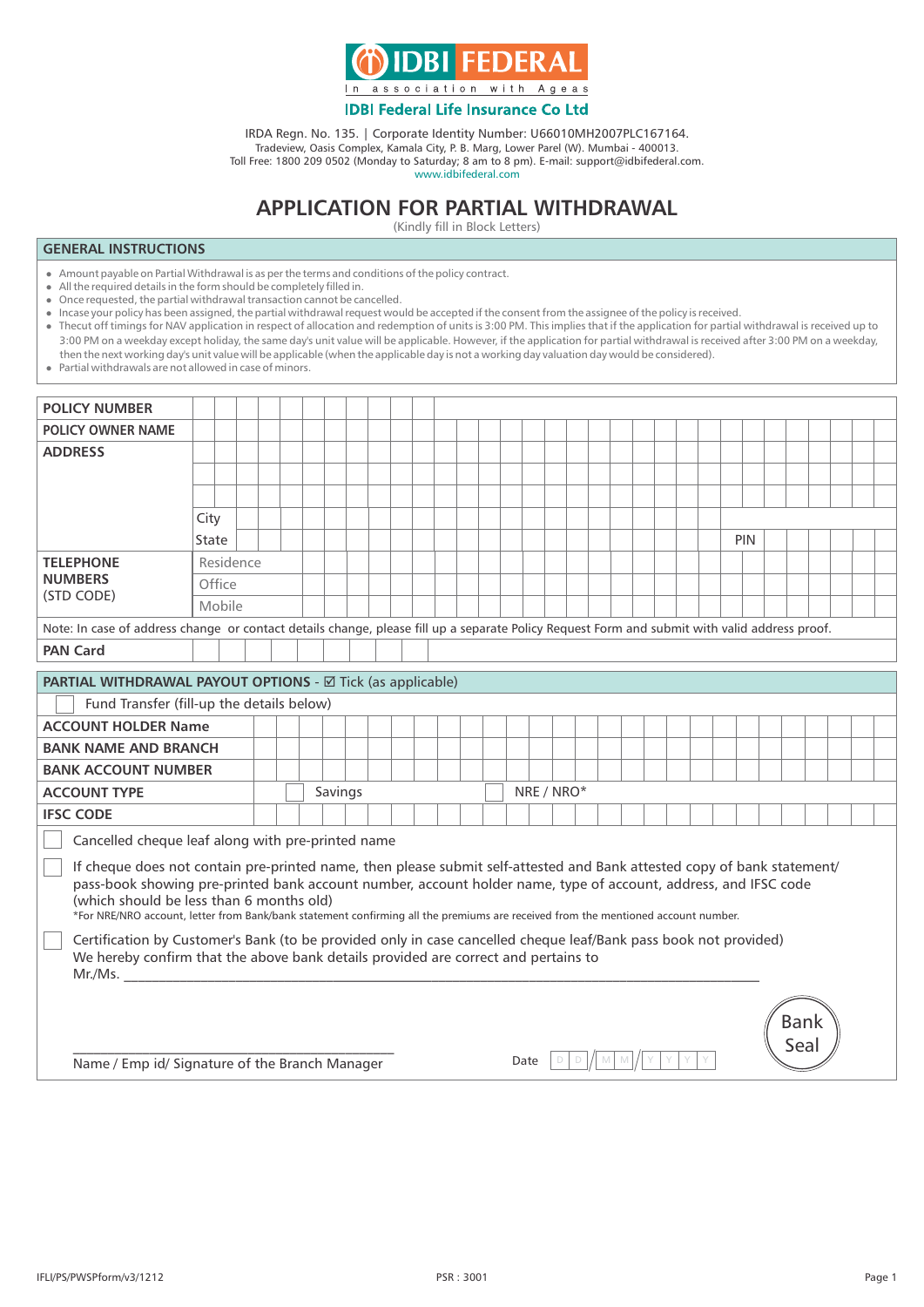IDBI FEDERAL

In association with Ageas

**IDBI Federal Life Insurance Co Ltd**

IRDA Regn. No. 135. | Corporate Identity Number: U66010MH2007PLC167164.
Tradeview, Oasis Complex, Kamala City, P. B. Marg, Lower Parel (W). Mumbai - 400013.
Toll Free: 1800 209 0502 (Monday to Saturday; 8 am to 8 pm). E-mail: support@idbifederal.com.
www.idbifederal.com

# APPLICATION FOR PARTIAL WITHDRAWAL

(Kindly fill in Block Letters)

## GENERAL INSTRUCTIONS

- Amount payable on Partial Withdrawal is as per the terms and conditions of the policy contract.
- All the required details in the form should be completely filled in.
- Once requested, the partial withdrawal transaction cannot be cancelled.
- Incase your policy has been assigned, the partial withdrawal request would be accepted if the consent from the assignee of the policy is received.
- Thecut off timings for NAV application in respect of allocation and redemption of units is 3:00 PM. This implies that if the application for partial withdrawal is received up to 3:00 PM on a weekday except holiday, the same day's unit value will be applicable. However, if the application for partial withdrawal is received after 3:00 PM on a weekday, then the next working day's unit value will be applicable (when the applicable day is not a working day valuation day would be considered).
- Partial withdrawals are not allowed in case of minors.

| | | |
|---|---|---|
| **POLICY NUMBER** | | |
| **POLICY OWNER NAME** | | |
| **ADDRESS** | | |
| | | |
| | | |
| | City | |
| | State | PIN |
| **TELEPHONE NUMBERS** (STD CODE) | Residence | |
| | Office | |
| | Mobile | |

Note: In case of address change or contact details change, please fill up a separate Policy Request Form and submit with valid address proof.

| | |
|---|---|
| **PAN Card** | |

## PARTIAL WITHDRAWAL PAYOUT OPTIONS - ☑ Tick (as applicable)

☐ Fund Transfer (fill-up the details below)

| | | |
|---|---|---|
| **ACCOUNT HOLDER Name** | | |
| **BANK NAME AND BRANCH** | | |
| **BANK ACCOUNT NUMBER** | | |
| **ACCOUNT TYPE** | ☐ Savings | ☐ NRE / NRO* |
| **IFSC CODE** | | |

☐ Cancelled cheque leaf along with pre-printed name

☐ If cheque does not contain pre-printed name, then please submit self-attested and Bank attested copy of bank statement/ pass-book showing pre-printed bank account number, account holder name, type of account, address, and IFSC code (which should be less than 6 months old)

*For NRE/NRO account, letter from Bank/bank statement confirming all the premiums are received from the mentioned account number.

☐ Certification by Customer's Bank (to be provided only in case cancelled cheque leaf/Bank pass book not provided)
We hereby confirm that the above bank details provided are correct and pertains to
Mr./Ms. ______________________________________________

Bank Seal

______________________________
Name / Emp id/ Signature of the Branch Manager

Date D D / M M / Y Y Y Y

IFLI/PS/PWSPform/v3/1212 PSR : 3001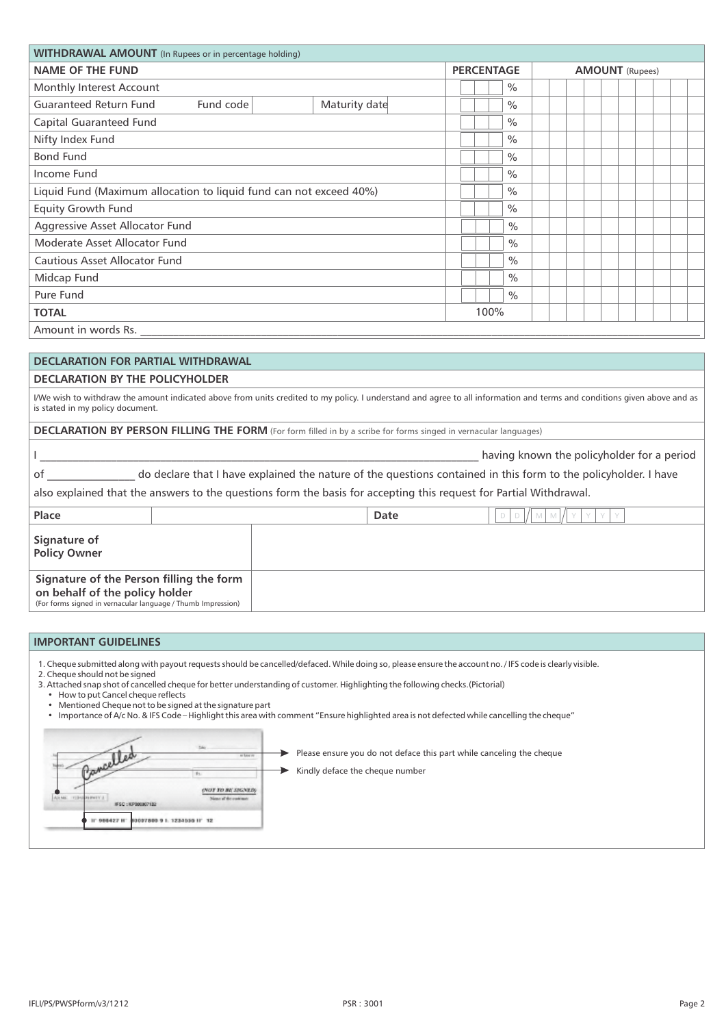## WITHDRAWAL AMOUNT (In Rupees or in percentage holding)

| NAME OF THE FUND | PERCENTAGE | AMOUNT (Rupees) |
|---|---|---|
| Monthly Interest Account | % | |
| Guaranteed Return Fund Fund code Maturity date | % | |
| Capital Guaranteed Fund | % | |
| Nifty Index Fund | % | |
| Bond Fund | % | |
| Income Fund | % | |
| Liquid Fund (Maximum allocation to liquid fund can not exceed 40%) | % | |
| Equity Growth Fund | % | |
| Aggressive Asset Allocator Fund | % | |
| Moderate Asset Allocator Fund | % | |
| Cautious Asset Allocator Fund | % | |
| Midcap Fund | % | |
| Pure Fund | % | |
| **TOTAL** | 100% | |

Amount in words Rs. ___________________________________________

## DECLARATION FOR PARTIAL WITHDRAWAL

### DECLARATION BY THE POLICYHOLDER

I/We wish to withdraw the amount indicated above from units credited to my policy. I understand and agree to all information and terms and conditions given above and as is stated in my policy document.

**DECLARATION BY PERSON FILLING THE FORM** (For form filled in by a scribe for forms singed in vernacular languages)

I ___________________________________________ having known the policyholder for a period of _______________ do declare that I have explained the nature of the questions contained in this form to the policyholder. I have also explained that the answers to the questions form the basis for accepting this request for Partial Withdrawal.

| **Place** | | **Date** | D D / M M / Y Y Y Y |
|---|---|---|---|
| **Signature of Policy Owner** | | | |
| **Signature of the Person filling the form on behalf of the policy holder** (For forms signed in vernacular language / Thumb Impression) | | | |

## IMPORTANT GUIDELINES

1. Cheque submitted along with payout requests should be cancelled/defaced. While doing so, please ensure the account no. / IFS code is clearly visible.
2. Cheque should not be signed
3. Attached snap shot of cancelled cheque for better understanding of customer. Highlighting the following checks.(Pictorial)
   - How to put Cancel cheque reflects
   - Mentioned Cheque not to be signed at the signature part
   - Importance of A/c No. & IFS Code – Highlight this area with comment "Ensure highlighted area is not defected while cancelling the cheque"

Please ensure you do not deface this part while canceling the cheque

Kindly deface the cheque number